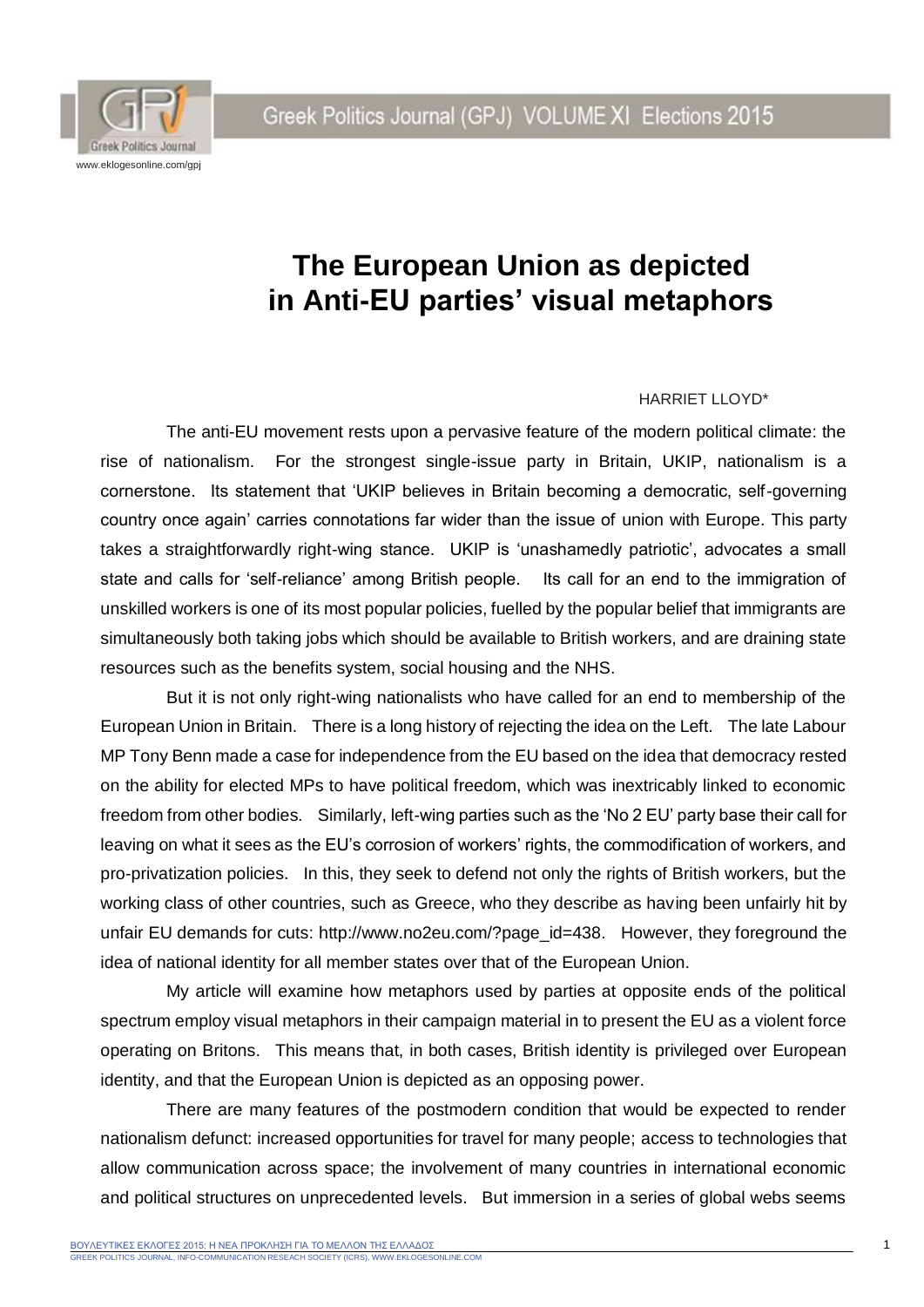# The European Union as depicted in Anti-EU parties' visual metaphors

HARRIET LLOYD*

The anti-EU movement rests upon a pervasive feature of the modern political climate: the rise of nationalism. For the strongest single-issue party in Britain, UKIP, nationalism is a cornerstone. Its statement that 'UKIP believes in Britain becoming a democratic, self-governing country once again' carries connotations far wider than the issue of union with Europe. This party takes a straightforwardly right-wing stance. UKIP is 'unashamedly patriotic', advocates a small state and calls for 'self-reliance' among British people. Its call for an end to the immigration of unskilled workers is one of its most popular policies, fuelled by the popular belief that immigrants are simultaneously both taking jobs which should be available to British workers, and are draining state resources such as the benefits system, social housing and the NHS.

But it is not only right-wing nationalists who have called for an end to membership of the European Union in Britain. There is a long history of rejecting the idea on the Left. The late Labour MP Tony Benn made a case for independence from the EU based on the idea that democracy rested on the ability for elected MPs to have political freedom, which was inextricably linked to economic freedom from other bodies. Similarly, left-wing parties such as the 'No 2 EU' party base their call for leaving on what it sees as the EU's corrosion of workers' rights, the commodification of workers, and pro-privatization policies. In this, they seek to defend not only the rights of British workers, but the working class of other countries, such as Greece, who they describe as having been unfairly hit by unfair EU demands for cuts: http://www.no2eu.com/?page_id=438. However, they foreground the idea of national identity for all member states over that of the European Union.

My article will examine how metaphors used by parties at opposite ends of the political spectrum employ visual metaphors in their campaign material in to present the EU as a violent force operating on Britons. This means that, in both cases, British identity is privileged over European identity, and that the European Union is depicted as an opposing power.

There are many features of the postmodern condition that would be expected to render nationalism defunct: increased opportunities for travel for many people; access to technologies that allow communication across space; the involvement of many countries in international economic and political structures on unprecedented levels. But immersion in a series of global webs seems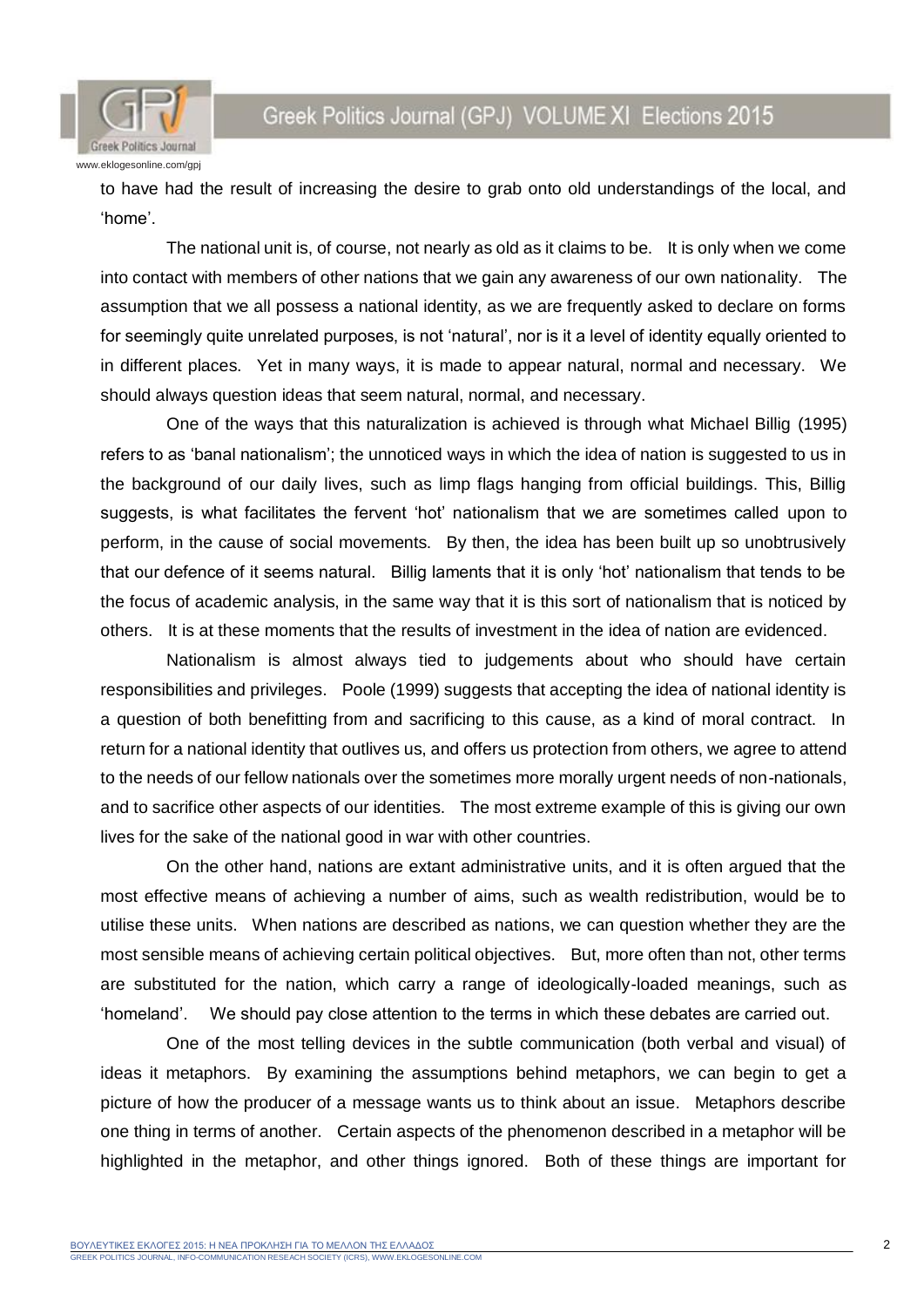to have had the result of increasing the desire to grab onto old understandings of the local, and 'home'.

The national unit is, of course, not nearly as old as it claims to be. It is only when we come into contact with members of other nations that we gain any awareness of our own nationality. The assumption that we all possess a national identity, as we are frequently asked to declare on forms for seemingly quite unrelated purposes, is not 'natural', nor is it a level of identity equally oriented to in different places. Yet in many ways, it is made to appear natural, normal and necessary. We should always question ideas that seem natural, normal, and necessary.

One of the ways that this naturalization is achieved is through what Michael Billig (1995) refers to as 'banal nationalism'; the unnoticed ways in which the idea of nation is suggested to us in the background of our daily lives, such as limp flags hanging from official buildings. This, Billig suggests, is what facilitates the fervent 'hot' nationalism that we are sometimes called upon to perform, in the cause of social movements. By then, the idea has been built up so unobtrusively that our defence of it seems natural. Billig laments that it is only 'hot' nationalism that tends to be the focus of academic analysis, in the same way that it is this sort of nationalism that is noticed by others. It is at these moments that the results of investment in the idea of nation are evidenced.

Nationalism is almost always tied to judgements about who should have certain responsibilities and privileges. Poole (1999) suggests that accepting the idea of national identity is a question of both benefitting from and sacrificing to this cause, as a kind of moral contract. In return for a national identity that outlives us, and offers us protection from others, we agree to attend to the needs of our fellow nationals over the sometimes more morally urgent needs of non-nationals, and to sacrifice other aspects of our identities. The most extreme example of this is giving our own lives for the sake of the national good in war with other countries.

On the other hand, nations are extant administrative units, and it is often argued that the most effective means of achieving a number of aims, such as wealth redistribution, would be to utilise these units. When nations are described as nations, we can question whether they are the most sensible means of achieving certain political objectives. But, more often than not, other terms are substituted for the nation, which carry a range of ideologically-loaded meanings, such as 'homeland'. We should pay close attention to the terms in which these debates are carried out.

One of the most telling devices in the subtle communication (both verbal and visual) of ideas it metaphors. By examining the assumptions behind metaphors, we can begin to get a picture of how the producer of a message wants us to think about an issue. Metaphors describe one thing in terms of another. Certain aspects of the phenomenon described in a metaphor will be highlighted in the metaphor, and other things ignored. Both of these things are important for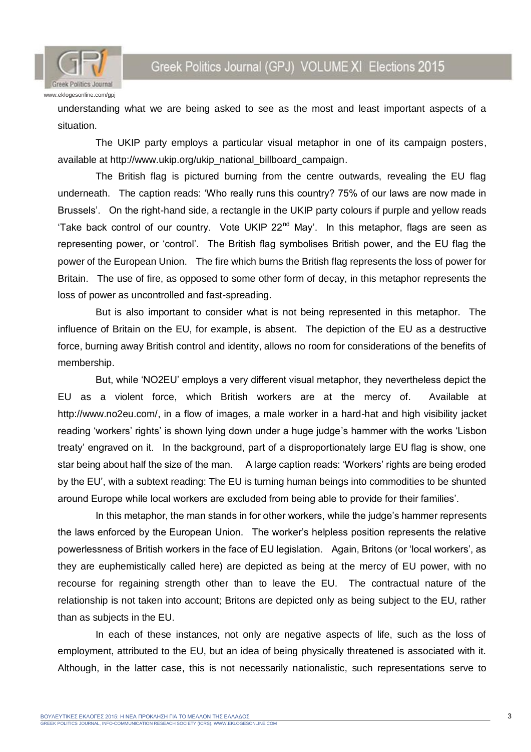understanding what we are being asked to see as the most and least important aspects of a situation.

The UKIP party employs a particular visual metaphor in one of its campaign posters, available at http://www.ukip.org/ukip_national_billboard_campaign.

The British flag is pictured burning from the centre outwards, revealing the EU flag underneath. The caption reads: 'Who really runs this country? 75% of our laws are now made in Brussels'. On the right-hand side, a rectangle in the UKIP party colours if purple and yellow reads 'Take back control of our country. Vote UKIP 22nd May'. In this metaphor, flags are seen as representing power, or 'control'. The British flag symbolises British power, and the EU flag the power of the European Union. The fire which burns the British flag represents the loss of power for Britain. The use of fire, as opposed to some other form of decay, in this metaphor represents the loss of power as uncontrolled and fast-spreading.

But is also important to consider what is not being represented in this metaphor. The influence of Britain on the EU, for example, is absent. The depiction of the EU as a destructive force, burning away British control and identity, allows no room for considerations of the benefits of membership.

But, while 'NO2EU' employs a very different visual metaphor, they nevertheless depict the EU as a violent force, which British workers are at the mercy of. Available at http://www.no2eu.com/, in a flow of images, a male worker in a hard-hat and high visibility jacket reading 'workers' rights' is shown lying down under a huge judge's hammer with the works 'Lisbon treaty' engraved on it. In the background, part of a disproportionately large EU flag is show, one star being about half the size of the man. A large caption reads: 'Workers' rights are being eroded by the EU', with a subtext reading: The EU is turning human beings into commodities to be shunted around Europe while local workers are excluded from being able to provide for their families'.

In this metaphor, the man stands in for other workers, while the judge's hammer represents the laws enforced by the European Union. The worker's helpless position represents the relative powerlessness of British workers in the face of EU legislation. Again, Britons (or 'local workers', as they are euphemistically called here) are depicted as being at the mercy of EU power, with no recourse for regaining strength other than to leave the EU. The contractual nature of the relationship is not taken into account; Britons are depicted only as being subject to the EU, rather than as subjects in the EU.

In each of these instances, not only are negative aspects of life, such as the loss of employment, attributed to the EU, but an idea of being physically threatened is associated with it. Although, in the latter case, this is not necessarily nationalistic, such representations serve to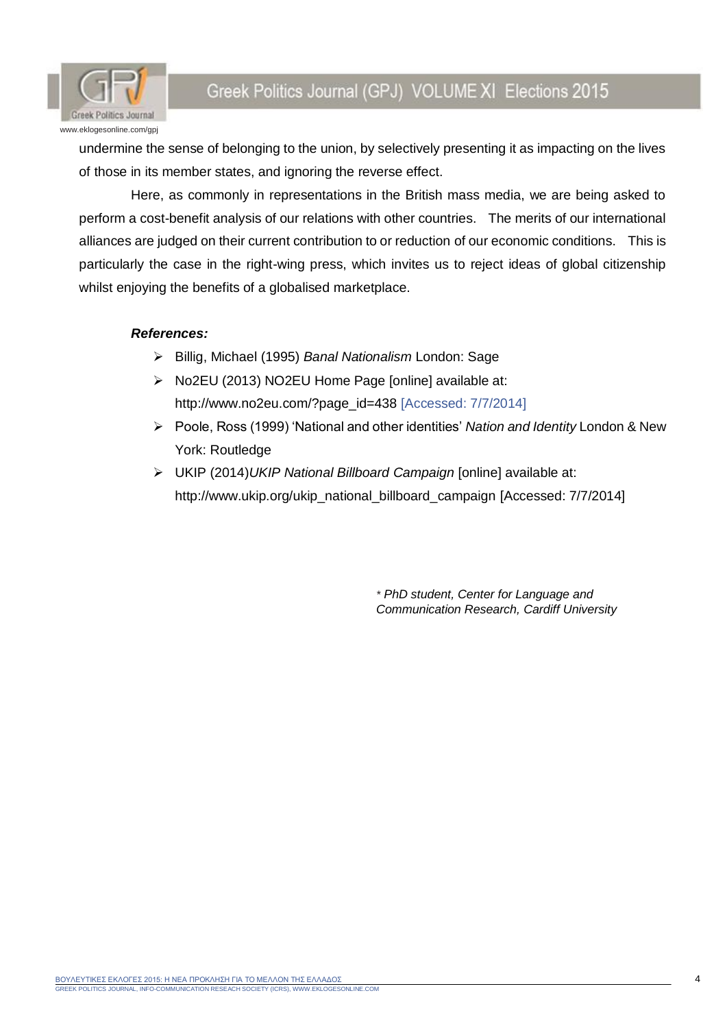undermine the sense of belonging to the union, by selectively presenting it as impacting on the lives of those in its member states, and ignoring the reverse effect.

Here, as commonly in representations in the British mass media, we are being asked to perform a cost-benefit analysis of our relations with other countries. The merits of our international alliances are judged on their current contribution to or reduction of our economic conditions. This is particularly the case in the right-wing press, which invites us to reject ideas of global citizenship whilst enjoying the benefits of a globalised marketplace.

***References:***

- Billig, Michael (1995) *Banal Nationalism* London: Sage
- No2EU (2013) NO2EU Home Page [online] available at: http://www.no2eu.com/?page_id=438 [Accessed: 7/7/2014]
- Poole, Ross (1999) 'National and other identities' *Nation and Identity* London & New York: Routledge
- UKIP (2014)*UKIP National Billboard Campaign* [online] available at: http://www.ukip.org/ukip_national_billboard_campaign [Accessed: 7/7/2014]

\* *PhD student, Center for Language and Communication Research, Cardiff University*